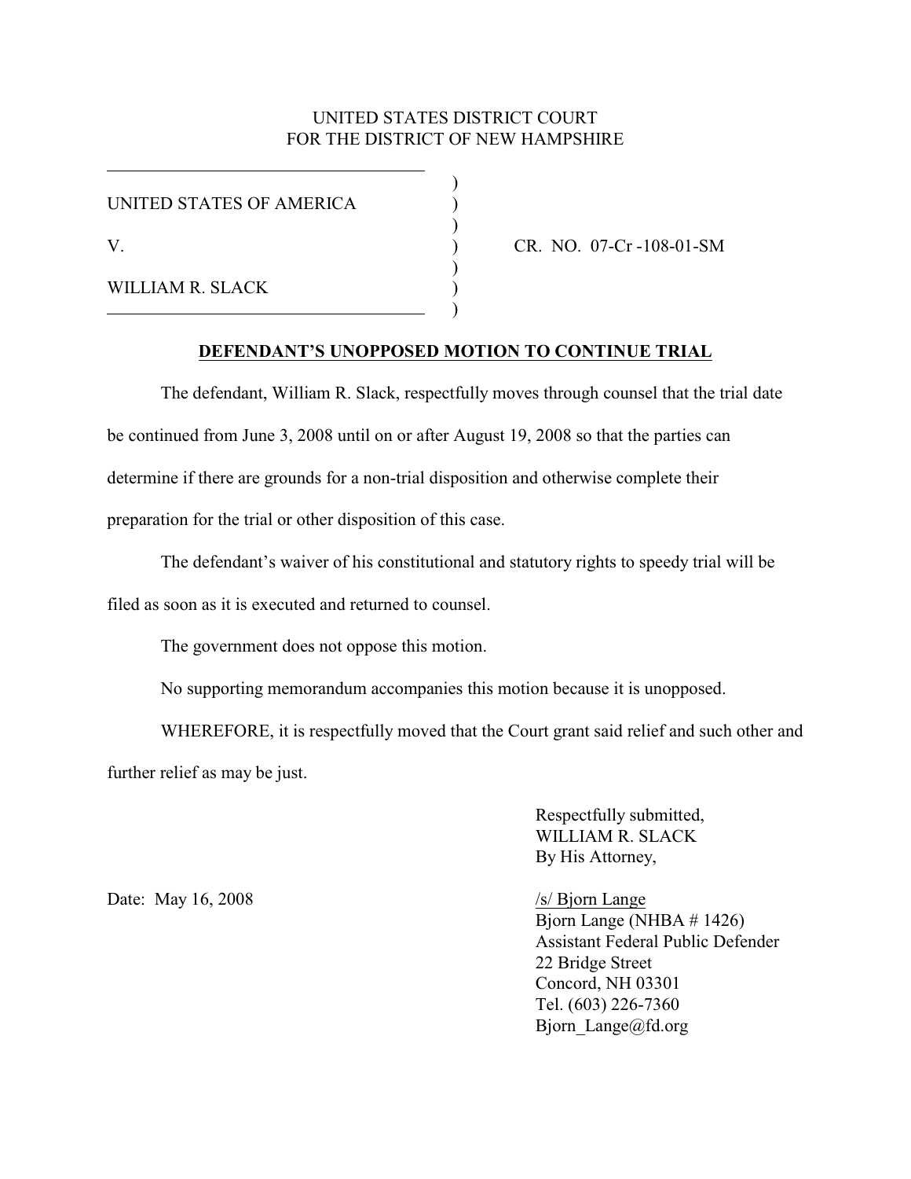UNITED STATES DISTRICT COURT
FOR THE DISTRICT OF NEW HAMPSHIRE

UNITED STATES OF AMERICA

V.

WILLIAM R. SLACK

CR. NO. 07-Cr -108-01-SM

**DEFENDANT'S UNOPPOSED MOTION TO CONTINUE TRIAL**

The defendant, William R. Slack, respectfully moves through counsel that the trial date be continued from June 3, 2008 until on or after August 19, 2008 so that the parties can determine if there are grounds for a non-trial disposition and otherwise complete their preparation for the trial or other disposition of this case.

The defendant's waiver of his constitutional and statutory rights to speedy trial will be filed as soon as it is executed and returned to counsel.

The government does not oppose this motion.

No supporting memorandum accompanies this motion because it is unopposed.

WHEREFORE, it is respectfully moved that the Court grant said relief and such other and further relief as may be just.

Respectfully submitted,
WILLIAM R. SLACK
By His Attorney,

Date: May 16, 2008

/s/ Bjorn Lange
Bjorn Lange (NHBA # 1426)
Assistant Federal Public Defender
22 Bridge Street
Concord, NH 03301
Tel. (603) 226-7360
Bjorn_Lange@fd.org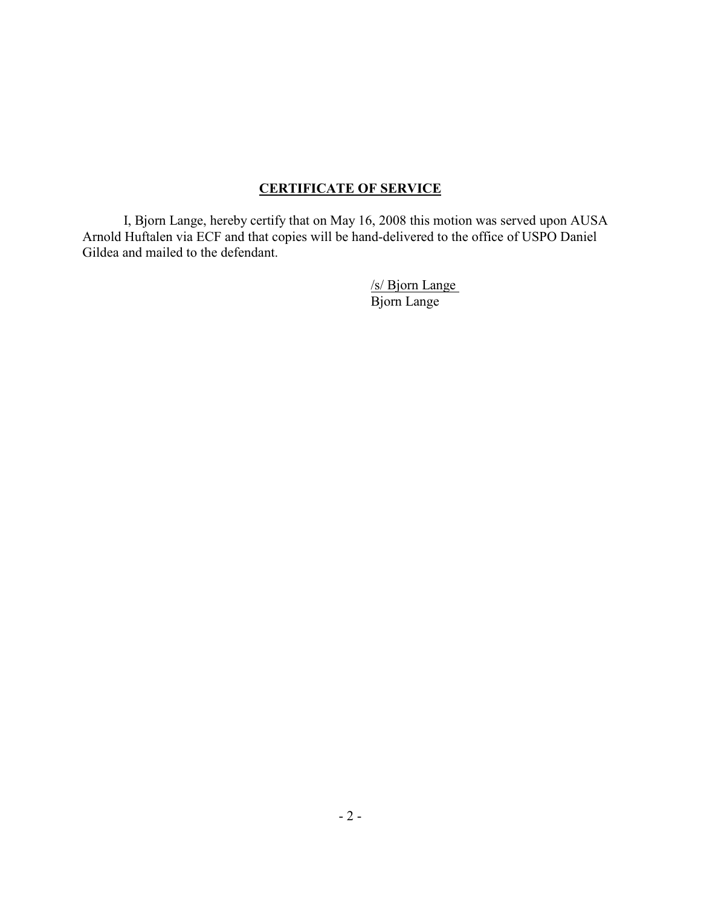**CERTIFICATE OF SERVICE**

I, Bjorn Lange, hereby certify that on May 16, 2008 this motion was served upon AUSA Arnold Huftalen via ECF and that copies will be hand-delivered to the office of USPO Daniel Gildea and mailed to the defendant.

/s/ Bjorn Lange
Bjorn Lange